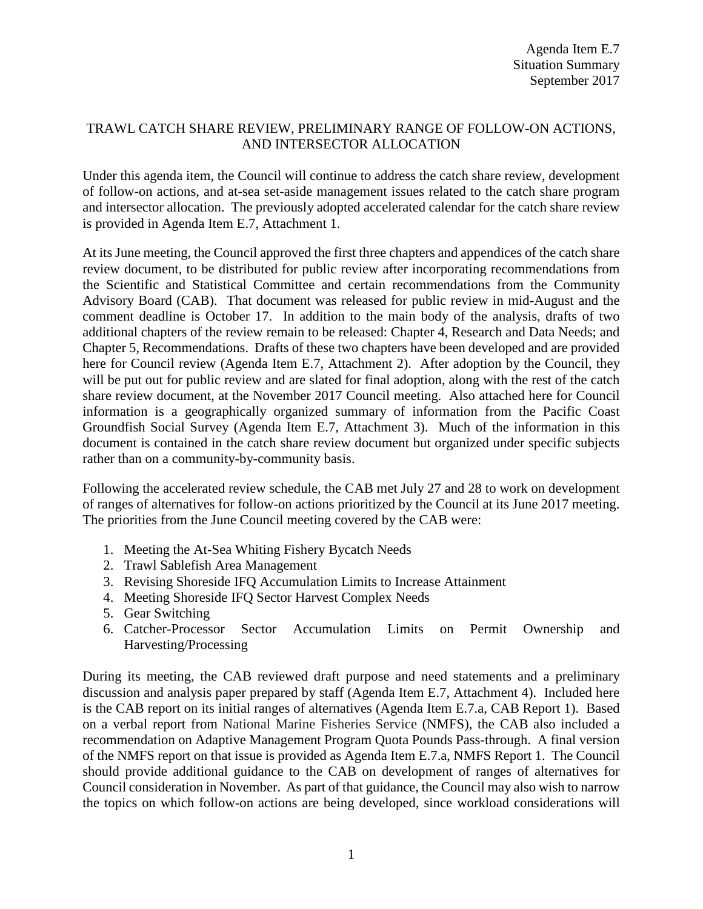Agenda Item E.7
Situation Summary
September 2017

# TRAWL CATCH SHARE REVIEW, PRELIMINARY RANGE OF FOLLOW-ON ACTIONS, AND INTERSECTOR ALLOCATION

Under this agenda item, the Council will continue to address the catch share review, development of follow-on actions, and at-sea set-aside management issues related to the catch share program and intersector allocation. The previously adopted accelerated calendar for the catch share review is provided in Agenda Item E.7, Attachment 1.

At its June meeting, the Council approved the first three chapters and appendices of the catch share review document, to be distributed for public review after incorporating recommendations from the Scientific and Statistical Committee and certain recommendations from the Community Advisory Board (CAB). That document was released for public review in mid-August and the comment deadline is October 17. In addition to the main body of the analysis, drafts of two additional chapters of the review remain to be released: Chapter 4, Research and Data Needs; and Chapter 5, Recommendations. Drafts of these two chapters have been developed and are provided here for Council review (Agenda Item E.7, Attachment 2). After adoption by the Council, they will be put out for public review and are slated for final adoption, along with the rest of the catch share review document, at the November 2017 Council meeting. Also attached here for Council information is a geographically organized summary of information from the Pacific Coast Groundfish Social Survey (Agenda Item E.7, Attachment 3). Much of the information in this document is contained in the catch share review document but organized under specific subjects rather than on a community-by-community basis.

Following the accelerated review schedule, the CAB met July 27 and 28 to work on development of ranges of alternatives for follow-on actions prioritized by the Council at its June 2017 meeting. The priorities from the June Council meeting covered by the CAB were:

1. Meeting the At-Sea Whiting Fishery Bycatch Needs
2. Trawl Sablefish Area Management
3. Revising Shoreside IFQ Accumulation Limits to Increase Attainment
4. Meeting Shoreside IFQ Sector Harvest Complex Needs
5. Gear Switching
6. Catcher-Processor Sector Accumulation Limits on Permit Ownership and Harvesting/Processing

During its meeting, the CAB reviewed draft purpose and need statements and a preliminary discussion and analysis paper prepared by staff (Agenda Item E.7, Attachment 4). Included here is the CAB report on its initial ranges of alternatives (Agenda Item E.7.a, CAB Report 1). Based on a verbal report from National Marine Fisheries Service (NMFS), the CAB also included a recommendation on Adaptive Management Program Quota Pounds Pass-through. A final version of the NMFS report on that issue is provided as Agenda Item E.7.a, NMFS Report 1. The Council should provide additional guidance to the CAB on development of ranges of alternatives for Council consideration in November. As part of that guidance, the Council may also wish to narrow the topics on which follow-on actions are being developed, since workload considerations will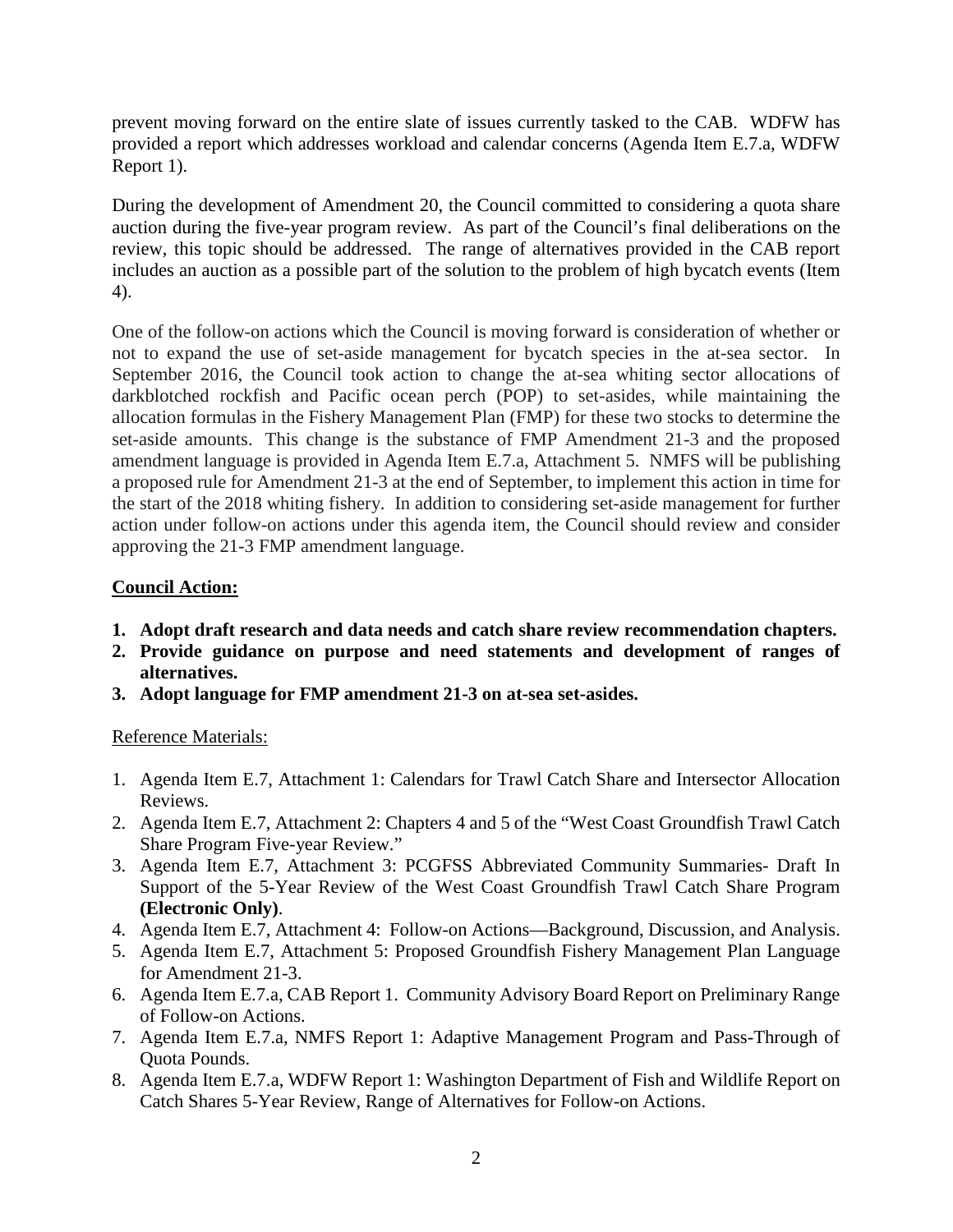prevent moving forward on the entire slate of issues currently tasked to the CAB. WDFW has provided a report which addresses workload and calendar concerns (Agenda Item E.7.a, WDFW Report 1).

During the development of Amendment 20, the Council committed to considering a quota share auction during the five-year program review. As part of the Council's final deliberations on the review, this topic should be addressed. The range of alternatives provided in the CAB report includes an auction as a possible part of the solution to the problem of high bycatch events (Item 4).

One of the follow-on actions which the Council is moving forward is consideration of whether or not to expand the use of set-aside management for bycatch species in the at-sea sector. In September 2016, the Council took action to change the at-sea whiting sector allocations of darkblotched rockfish and Pacific ocean perch (POP) to set-asides, while maintaining the allocation formulas in the Fishery Management Plan (FMP) for these two stocks to determine the set-aside amounts. This change is the substance of FMP Amendment 21-3 and the proposed amendment language is provided in Agenda Item E.7.a, Attachment 5. NMFS will be publishing a proposed rule for Amendment 21-3 at the end of September, to implement this action in time for the start of the 2018 whiting fishery. In addition to considering set-aside management for further action under follow-on actions under this agenda item, the Council should review and consider approving the 21-3 FMP amendment language.

**Council Action:**

1. **Adopt draft research and data needs and catch share review recommendation chapters.**
2. **Provide guidance on purpose and need statements and development of ranges of alternatives.**
3. **Adopt language for FMP amendment 21-3 on at-sea set-asides.**

Reference Materials:

1. Agenda Item E.7, Attachment 1: Calendars for Trawl Catch Share and Intersector Allocation Reviews.
2. Agenda Item E.7, Attachment 2: Chapters 4 and 5 of the "West Coast Groundfish Trawl Catch Share Program Five-year Review."
3. Agenda Item E.7, Attachment 3: PCGFSS Abbreviated Community Summaries- Draft In Support of the 5-Year Review of the West Coast Groundfish Trawl Catch Share Program **(Electronic Only)**.
4. Agenda Item E.7, Attachment 4: Follow-on Actions—Background, Discussion, and Analysis.
5. Agenda Item E.7, Attachment 5: Proposed Groundfish Fishery Management Plan Language for Amendment 21-3.
6. Agenda Item E.7.a, CAB Report 1. Community Advisory Board Report on Preliminary Range of Follow-on Actions.
7. Agenda Item E.7.a, NMFS Report 1: Adaptive Management Program and Pass-Through of Quota Pounds.
8. Agenda Item E.7.a, WDFW Report 1: Washington Department of Fish and Wildlife Report on Catch Shares 5-Year Review, Range of Alternatives for Follow-on Actions.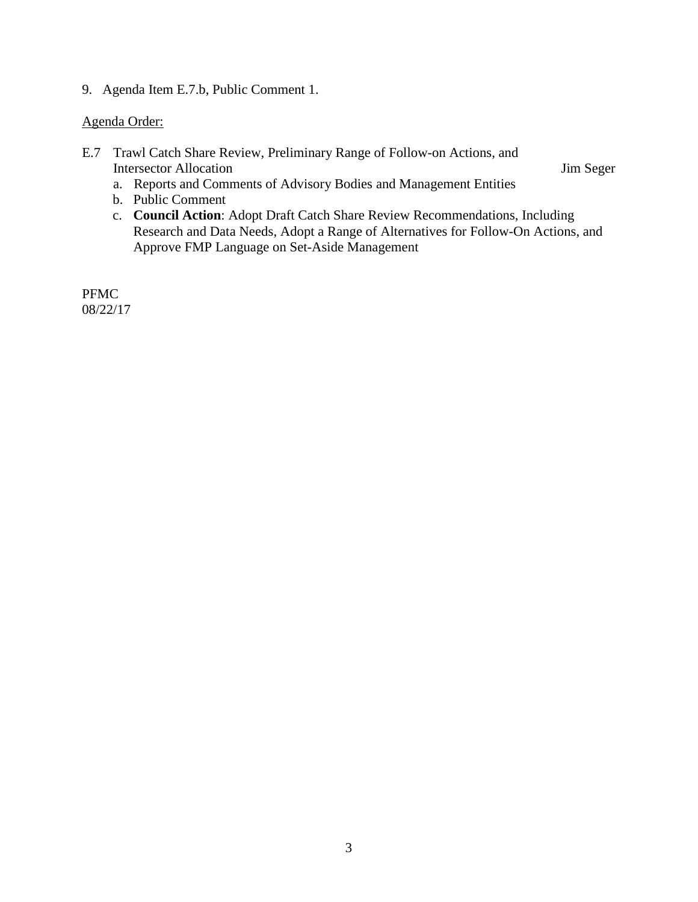9. Agenda Item E.7.b, Public Comment 1.

<u>Agenda Order:</u>

E.7 Trawl Catch Share Review, Preliminary Range of Follow-on Actions, and Intersector Allocation — Jim Seger

a. Reports and Comments of Advisory Bodies and Management Entities
b. Public Comment
c. **Council Action**: Adopt Draft Catch Share Review Recommendations, Including Research and Data Needs, Adopt a Range of Alternatives for Follow-On Actions, and Approve FMP Language on Set-Aside Management

PFMC
08/22/17